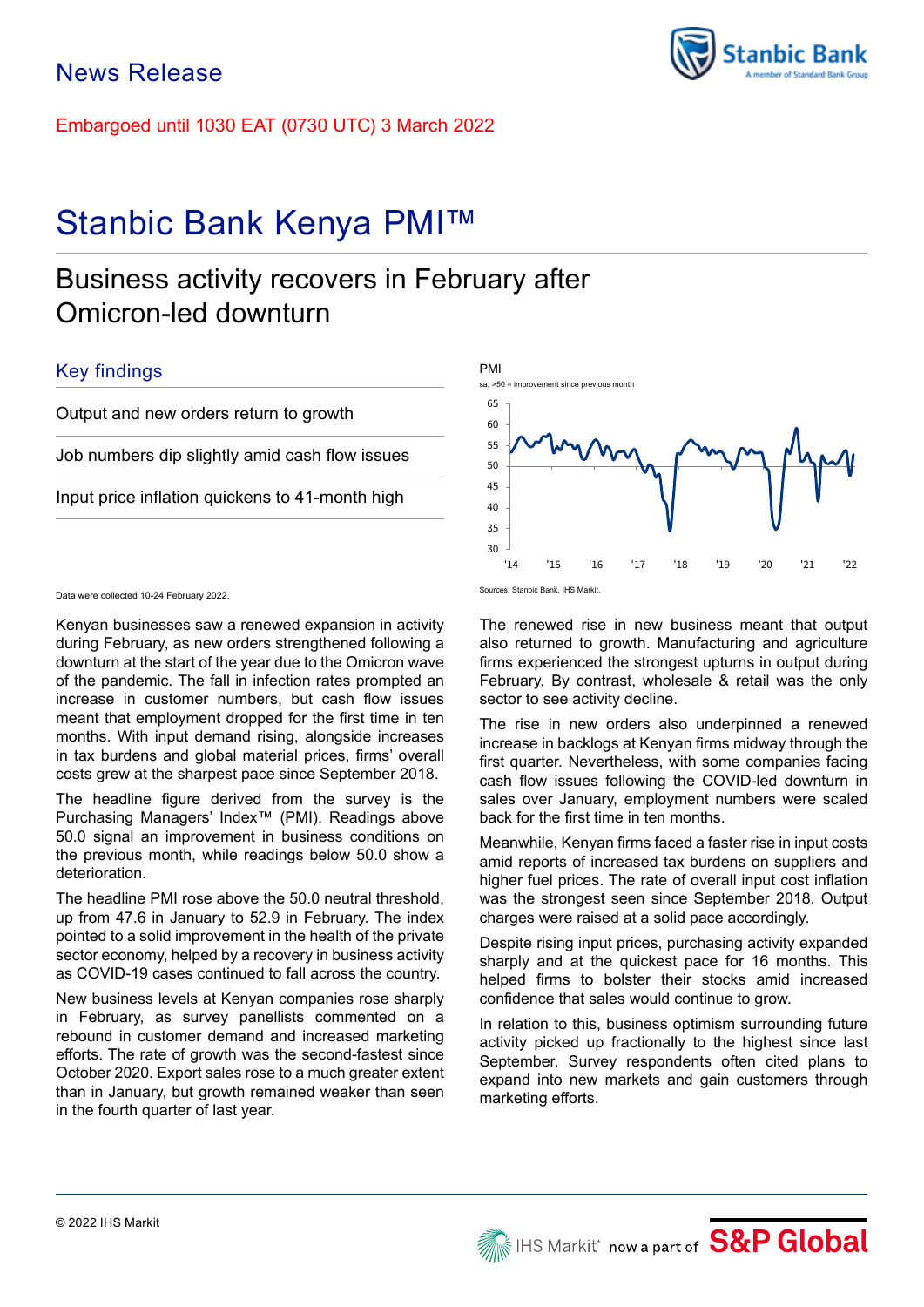# News Release

Embargoed until 1030 EAT (0730 UTC) 3 March 2022

# Stanbic Bank Kenya PMI™

## Business activity recovers in February after Omicron-led downturn

### Key findings

Output and new orders return to growth

Job numbers dip slightly amid cash flow issues

Input price inflation quickens to 41-month high

PMI

sa, >50 = improvement since previous month

Sources: Stanbic Bank, IHS Markit.

Data were collected 10-24 February 2022.

Kenyan businesses saw a renewed expansion in activity during February, as new orders strengthened following a downturn at the start of the year due to the Omicron wave of the pandemic. The fall in infection rates prompted an increase in customer numbers, but cash flow issues meant that employment dropped for the first time in ten months. With input demand rising, alongside increases in tax burdens and global material prices, firms' overall costs grew at the sharpest pace since September 2018.

The headline figure derived from the survey is the Purchasing Managers' Index™ (PMI). Readings above 50.0 signal an improvement in business conditions on the previous month, while readings below 50.0 show a deterioration.

The headline PMI rose above the 50.0 neutral threshold, up from 47.6 in January to 52.9 in February. The index pointed to a solid improvement in the health of the private sector economy, helped by a recovery in business activity as COVID-19 cases continued to fall across the country.

New business levels at Kenyan companies rose sharply in February, as survey panellists commented on a rebound in customer demand and increased marketing efforts. The rate of growth was the second-fastest since October 2020. Export sales rose to a much greater extent than in January, but growth remained weaker than seen in the fourth quarter of last year.

The renewed rise in new business meant that output also returned to growth. Manufacturing and agriculture firms experienced the strongest upturns in output during February. By contrast, wholesale & retail was the only sector to see activity decline.

The rise in new orders also underpinned a renewed increase in backlogs at Kenyan firms midway through the first quarter. Nevertheless, with some companies facing cash flow issues following the COVID-led downturn in sales over January, employment numbers were scaled back for the first time in ten months.

Meanwhile, Kenyan firms faced a faster rise in input costs amid reports of increased tax burdens on suppliers and higher fuel prices. The rate of overall input cost inflation was the strongest seen since September 2018. Output charges were raised at a solid pace accordingly.

Despite rising input prices, purchasing activity expanded sharply and at the quickest pace for 16 months. This helped firms to bolster their stocks amid increased confidence that sales would continue to grow.

In relation to this, business optimism surrounding future activity picked up fractionally to the highest since last September. Survey respondents often cited plans to expand into new markets and gain customers through marketing efforts.

© 2022 IHS Markit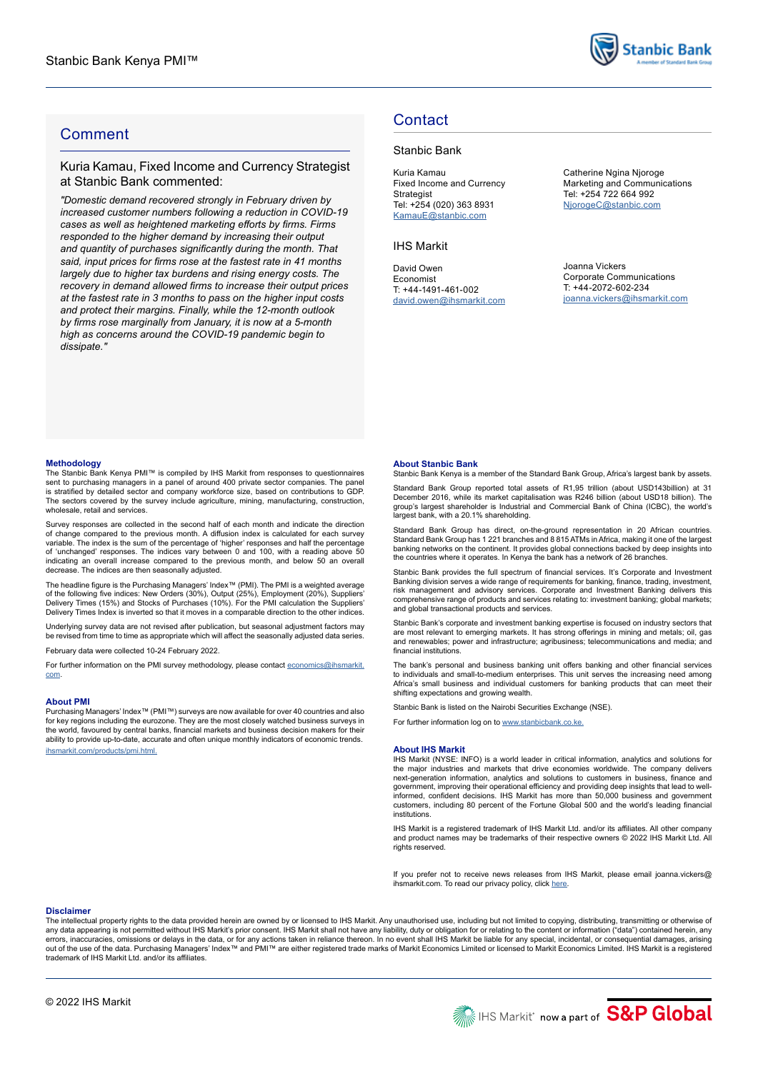## Comment

### Kuria Kamau, Fixed Income and Currency Strategist at Stanbic Bank commented:

*"Domestic demand recovered strongly in February driven by increased customer numbers following a reduction in COVID-19 cases as well as heightened marketing efforts by firms. Firms responded to the higher demand by increasing their output and quantity of purchases significantly during the month. That said, input prices for firms rose at the fastest rate in 41 months largely due to higher tax burdens and rising energy costs. The recovery in demand allowed firms to increase their output prices at the fastest rate in 3 months to pass on the higher input costs and protect their margins. Finally, while the 12-month outlook by firms rose marginally from January, it is now at a 5-month high as concerns around the COVID-19 pandemic begin to dissipate."*

## Contact

### Stanbic Bank

Kuria Kamau
Fixed Income and Currency Strategist
Tel: +254 (020) 363 8931
KamauE@stanbic.com

Catherine Ngina Njoroge
Marketing and Communications
Tel: +254 722 664 992
NjorogeC@stanbic.com

### IHS Markit

David Owen
Economist
T: +44-1491-461-002
david.owen@ihsmarkit.com

Joanna Vickers
Corporate Communications
T: +44-2072-602-234
joanna.vickers@ihsmarkit.com

**Methodology**

The Stanbic Bank Kenya PMI™ is compiled by IHS Markit from responses to questionnaires sent to purchasing managers in a panel of around 400 private sector companies. The panel is stratified by detailed sector and company workforce size, based on contributions to GDP. The sectors covered by the survey include agriculture, mining, manufacturing, construction, wholesale, retail and services.

Survey responses are collected in the second half of each month and indicate the direction of change compared to the previous month. A diffusion index is calculated for each survey variable. The index is the sum of the percentage of 'higher' responses and half the percentage of 'unchanged' responses. The indices vary between 0 and 100, with a reading above 50 indicating an overall increase compared to the previous month, and below 50 an overall decrease. The indices are then seasonally adjusted.

The headline figure is the Purchasing Managers' Index™ (PMI). The PMI is a weighted average of the following five indices: New Orders (30%), Output (25%), Employment (20%), Suppliers' Delivery Times (15%) and Stocks of Purchases (10%). For the PMI calculation the Suppliers' Delivery Times Index is inverted so that it moves in a comparable direction to the other indices.

Underlying survey data are not revised after publication, but seasonal adjustment factors may be revised from time to time as appropriate which will affect the seasonally adjusted data series.

February data were collected 10-24 February 2022.

For further information on the PMI survey methodology, please contact economics@ihsmarkit.com.

**About PMI**

Purchasing Managers' Index™ (PMI™) surveys are now available for over 40 countries and also for key regions including the eurozone. They are the most closely watched business surveys in the world, favoured by central banks, financial markets and business decision makers for their ability to provide up-to-date, accurate and often unique monthly indicators of economic trends. ihsmarkit.com/products/pmi.html.

**About Stanbic Bank**

Stanbic Bank Kenya is a member of the Standard Bank Group, Africa's largest bank by assets.

Standard Bank Group reported total assets of R1,95 trillion (about USD143billion) at 31 December 2016, while its market capitalisation was R246 billion (about USD18 billion). The group's largest shareholder is Industrial and Commercial Bank of China (ICBC), the world's largest bank, with a 20.1% shareholding.

Standard Bank Group has direct, on-the-ground representation in 20 African countries. Standard Bank Group has 1 221 branches and 8 815 ATMs in Africa, making it one of the largest banking networks on the continent. It provides global connections backed by deep insights into the countries where it operates. In Kenya the bank has a network of 26 branches.

Stanbic Bank provides the full spectrum of financial services. It's Corporate and Investment Banking division serves a wide range of requirements for banking, finance, trading, investment, risk management and advisory services. Corporate and Investment Banking delivers this comprehensive range of products and services relating to: investment banking; global markets; and global transactional products and services.

Stanbic Bank's corporate and investment banking expertise is focused on industry sectors that are most relevant to emerging markets. It has strong offerings in mining and metals; oil, gas and renewables; power and infrastructure; agribusiness; telecommunications and media; and financial institutions.

The bank's personal and business banking unit offers banking and other financial services to individuals and small-to-medium enterprises. This unit serves the increasing need among Africa's small business and individual customers for banking products that can meet their shifting expectations and growing wealth.

Stanbic Bank is listed on the Nairobi Securities Exchange (NSE).

For further information log on to www.stanbicbank.co.ke.

**About IHS Markit**

IHS Markit (NYSE: INFO) is a world leader in critical information, analytics and solutions for the major industries and markets that drive economies worldwide. The company delivers next-generation information, analytics and solutions to customers in business, finance and government, improving their operational efficiency and providing deep insights that lead to well-informed, confident decisions. IHS Markit has more than 50,000 business and government customers, including 80 percent of the Fortune Global 500 and the world's leading financial institutions.

IHS Markit is a registered trademark of IHS Markit Ltd. and/or its affiliates. All other company and product names may be trademarks of their respective owners © 2022 IHS Markit Ltd. All rights reserved.

If you prefer not to receive news releases from IHS Markit, please email joanna.vickers@ihsmarkit.com. To read our privacy policy, click here.

**Disclaimer**

The intellectual property rights to the data provided herein are owned by or licensed to IHS Markit. Any unauthorised use, including but not limited to copying, distributing, transmitting or otherwise of any data appearing is not permitted without IHS Markit's prior consent. IHS Markit shall not have any liability, duty or obligation for or relating to the content or information ("data") contained herein, any errors, inaccuracies, omissions or delays in the data, or for any actions taken in reliance thereon. In no event shall IHS Markit be liable for any special, incidental, or consequential damages, arising out of the use of the data. Purchasing Managers' Index™ and PMI™ are either registered trade marks of Markit Economics Limited or licensed to Markit Economics Limited. IHS Markit is a registered trademark of IHS Markit Ltd. and/or its affiliates.

© 2022 IHS Markit